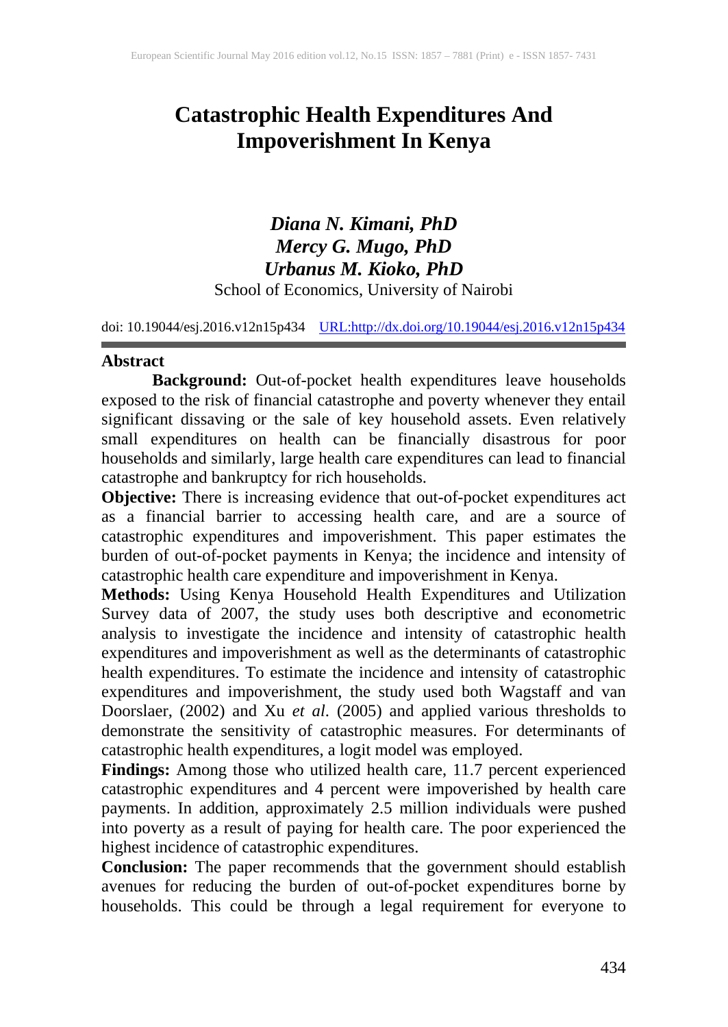# Catastrophic Health Expenditures And Impoverishment In Kenya

***Diana N. Kimani, PhD***
***Mercy G. Mugo, PhD***
***Urbanus M. Kioko, PhD***
School of Economics, University of Nairobi

doi: 10.19044/esj.2016.v12n15p434 URL:http://dx.doi.org/10.19044/esj.2016.v12n15p434

## Abstract

**Background:** Out-of-pocket health expenditures leave households exposed to the risk of financial catastrophe and poverty whenever they entail significant dissaving or the sale of key household assets. Even relatively small expenditures on health can be financially disastrous for poor households and similarly, large health care expenditures can lead to financial catastrophe and bankruptcy for rich households.

**Objective:** There is increasing evidence that out-of-pocket expenditures act as a financial barrier to accessing health care, and are a source of catastrophic expenditures and impoverishment. This paper estimates the burden of out-of-pocket payments in Kenya; the incidence and intensity of catastrophic health care expenditure and impoverishment in Kenya.

**Methods:** Using Kenya Household Health Expenditures and Utilization Survey data of 2007, the study uses both descriptive and econometric analysis to investigate the incidence and intensity of catastrophic health expenditures and impoverishment as well as the determinants of catastrophic health expenditures. To estimate the incidence and intensity of catastrophic expenditures and impoverishment, the study used both Wagstaff and van Doorslaer, (2002) and Xu *et al.* (2005) and applied various thresholds to demonstrate the sensitivity of catastrophic measures. For determinants of catastrophic health expenditures, a logit model was employed.

**Findings:** Among those who utilized health care, 11.7 percent experienced catastrophic expenditures and 4 percent were impoverished by health care payments. In addition, approximately 2.5 million individuals were pushed into poverty as a result of paying for health care. The poor experienced the highest incidence of catastrophic expenditures.

**Conclusion:** The paper recommends that the government should establish avenues for reducing the burden of out-of-pocket expenditures borne by households. This could be through a legal requirement for everyone to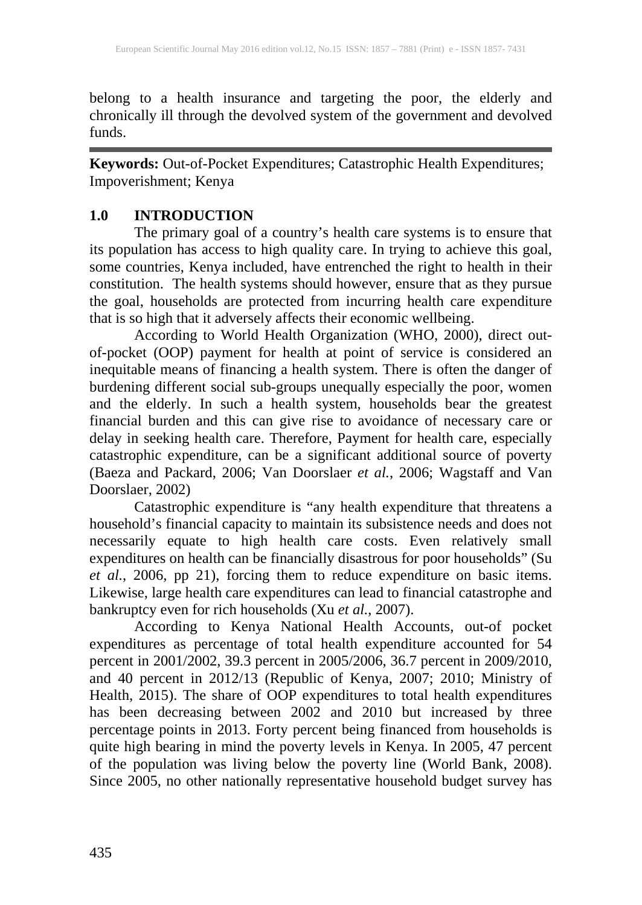belong to a health insurance and targeting the poor, the elderly and chronically ill through the devolved system of the government and devolved funds.

---

**Keywords:** Out-of-Pocket Expenditures; Catastrophic Health Expenditures; Impoverishment; Kenya

## 1.0 INTRODUCTION

The primary goal of a country's health care systems is to ensure that its population has access to high quality care. In trying to achieve this goal, some countries, Kenya included, have entrenched the right to health in their constitution. The health systems should however, ensure that as they pursue the goal, households are protected from incurring health care expenditure that is so high that it adversely affects their economic wellbeing.

According to World Health Organization (WHO, 2000), direct out-of-pocket (OOP) payment for health at point of service is considered an inequitable means of financing a health system. There is often the danger of burdening different social sub-groups unequally especially the poor, women and the elderly. In such a health system, households bear the greatest financial burden and this can give rise to avoidance of necessary care or delay in seeking health care. Therefore, Payment for health care, especially catastrophic expenditure, can be a significant additional source of poverty (Baeza and Packard, 2006; Van Doorslaer *et al.*, 2006; Wagstaff and Van Doorslaer, 2002)

Catastrophic expenditure is "any health expenditure that threatens a household's financial capacity to maintain its subsistence needs and does not necessarily equate to high health care costs. Even relatively small expenditures on health can be financially disastrous for poor households" (Su *et al.*, 2006, pp 21), forcing them to reduce expenditure on basic items. Likewise, large health care expenditures can lead to financial catastrophe and bankruptcy even for rich households (Xu *et al.*, 2007).

According to Kenya National Health Accounts, out-of pocket expenditures as percentage of total health expenditure accounted for 54 percent in 2001/2002, 39.3 percent in 2005/2006, 36.7 percent in 2009/2010, and 40 percent in 2012/13 (Republic of Kenya, 2007; 2010; Ministry of Health, 2015). The share of OOP expenditures to total health expenditures has been decreasing between 2002 and 2010 but increased by three percentage points in 2013. Forty percent being financed from households is quite high bearing in mind the poverty levels in Kenya. In 2005, 47 percent of the population was living below the poverty line (World Bank, 2008). Since 2005, no other nationally representative household budget survey has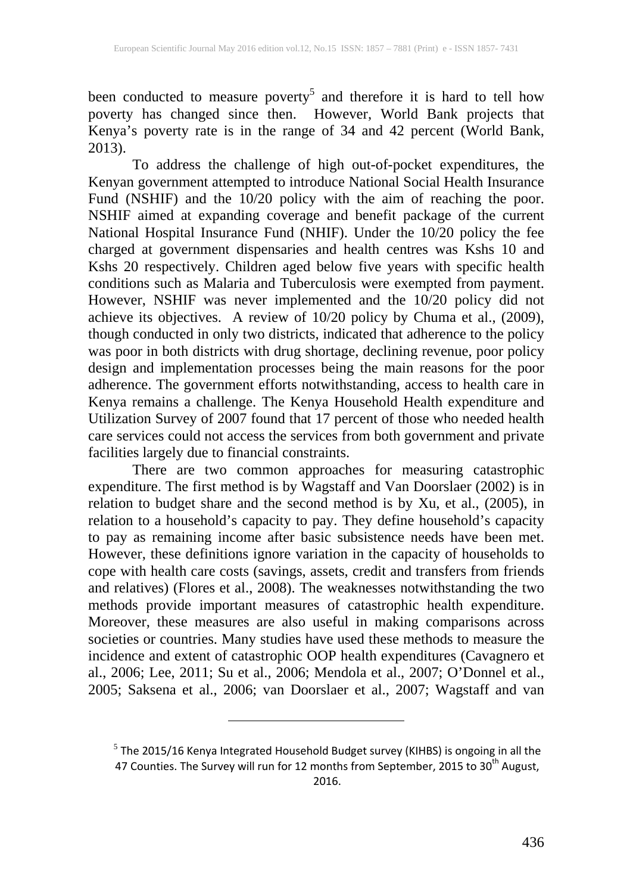been conducted to measure poverty[5] and therefore it is hard to tell how poverty has changed since then. However, World Bank projects that Kenya's poverty rate is in the range of 34 and 42 percent (World Bank, 2013).

To address the challenge of high out-of-pocket expenditures, the Kenyan government attempted to introduce National Social Health Insurance Fund (NSHIF) and the 10/20 policy with the aim of reaching the poor. NSHIF aimed at expanding coverage and benefit package of the current National Hospital Insurance Fund (NHIF). Under the 10/20 policy the fee charged at government dispensaries and health centres was Kshs 10 and Kshs 20 respectively. Children aged below five years with specific health conditions such as Malaria and Tuberculosis were exempted from payment. However, NSHIF was never implemented and the 10/20 policy did not achieve its objectives. A review of 10/20 policy by Chuma et al., (2009), though conducted in only two districts, indicated that adherence to the policy was poor in both districts with drug shortage, declining revenue, poor policy design and implementation processes being the main reasons for the poor adherence. The government efforts notwithstanding, access to health care in Kenya remains a challenge. The Kenya Household Health expenditure and Utilization Survey of 2007 found that 17 percent of those who needed health care services could not access the services from both government and private facilities largely due to financial constraints.

There are two common approaches for measuring catastrophic expenditure. The first method is by Wagstaff and Van Doorslaer (2002) is in relation to budget share and the second method is by Xu, et al., (2005), in relation to a household's capacity to pay. They define household's capacity to pay as remaining income after basic subsistence needs have been met. However, these definitions ignore variation in the capacity of households to cope with health care costs (savings, assets, credit and transfers from friends and relatives) (Flores et al., 2008). The weaknesses notwithstanding the two methods provide important measures of catastrophic health expenditure. Moreover, these measures are also useful in making comparisons across societies or countries. Many studies have used these methods to measure the incidence and extent of catastrophic OOP health expenditures (Cavagnero et al., 2006; Lee, 2011; Su et al., 2006; Mendola et al., 2007; O'Donnel et al., 2005; Saksena et al., 2006; van Doorslaer et al., 2007; Wagstaff and van

---

[5] The 2015/16 Kenya Integrated Household Budget survey (KIHBS) is ongoing in all the 47 Counties. The Survey will run for 12 months from September, 2015 to 30th August, 2016.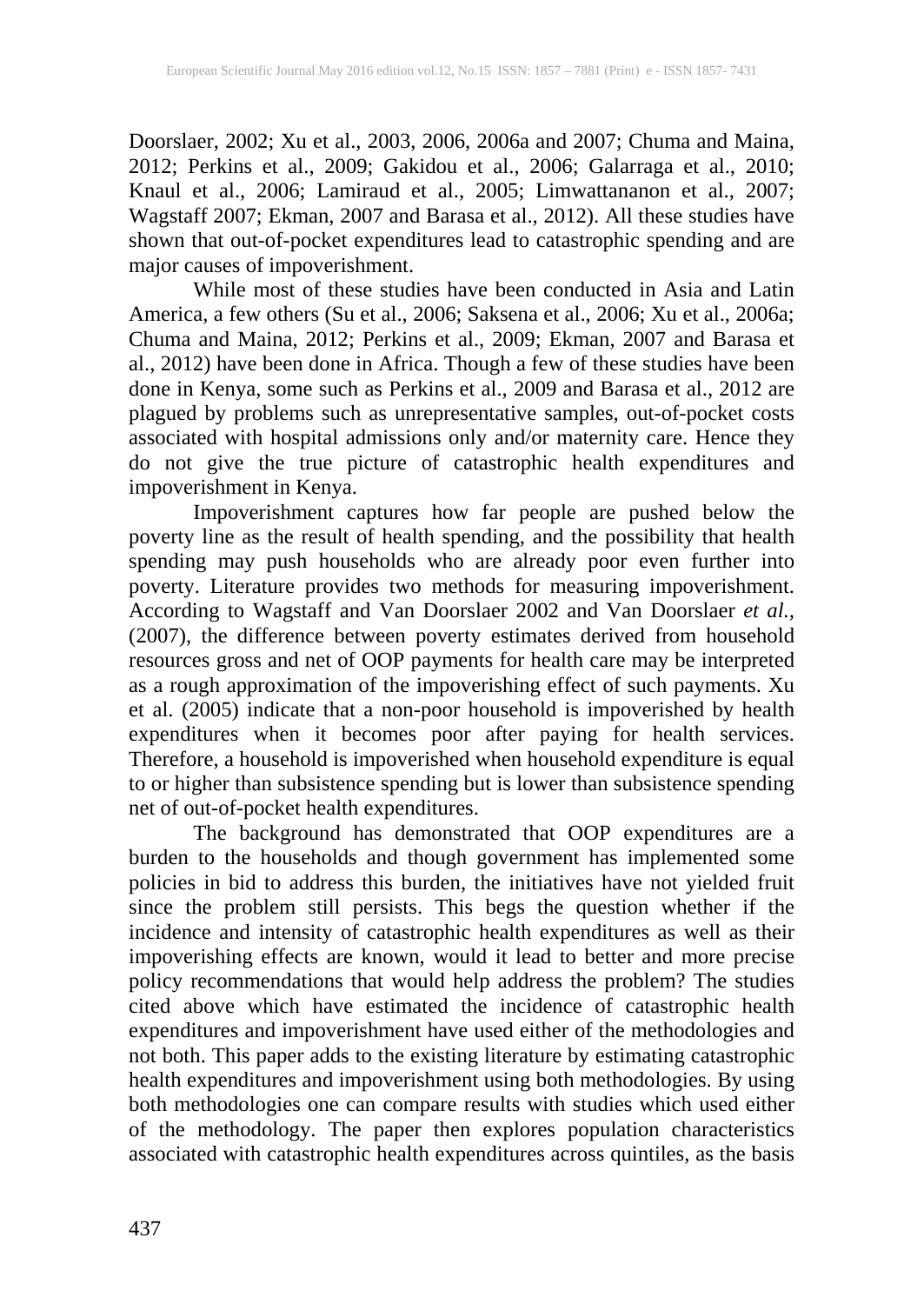Doorslaer, 2002; Xu et al., 2003, 2006, 2006a and 2007; Chuma and Maina, 2012; Perkins et al., 2009; Gakidou et al., 2006; Galarraga et al., 2010; Knaul et al., 2006; Lamiraud et al., 2005; Limwattananon et al., 2007; Wagstaff 2007; Ekman, 2007 and Barasa et al., 2012). All these studies have shown that out-of-pocket expenditures lead to catastrophic spending and are major causes of impoverishment.

While most of these studies have been conducted in Asia and Latin America, a few others (Su et al., 2006; Saksena et al., 2006; Xu et al., 2006a; Chuma and Maina, 2012; Perkins et al., 2009; Ekman, 2007 and Barasa et al., 2012) have been done in Africa. Though a few of these studies have been done in Kenya, some such as Perkins et al., 2009 and Barasa et al., 2012 are plagued by problems such as unrepresentative samples, out-of-pocket costs associated with hospital admissions only and/or maternity care. Hence they do not give the true picture of catastrophic health expenditures and impoverishment in Kenya.

Impoverishment captures how far people are pushed below the poverty line as the result of health spending, and the possibility that health spending may push households who are already poor even further into poverty. Literature provides two methods for measuring impoverishment. According to Wagstaff and Van Doorslaer 2002 and Van Doorslaer *et al.*, (2007), the difference between poverty estimates derived from household resources gross and net of OOP payments for health care may be interpreted as a rough approximation of the impoverishing effect of such payments. Xu et al. (2005) indicate that a non-poor household is impoverished by health expenditures when it becomes poor after paying for health services. Therefore, a household is impoverished when household expenditure is equal to or higher than subsistence spending but is lower than subsistence spending net of out-of-pocket health expenditures.

The background has demonstrated that OOP expenditures are a burden to the households and though government has implemented some policies in bid to address this burden, the initiatives have not yielded fruit since the problem still persists. This begs the question whether if the incidence and intensity of catastrophic health expenditures as well as their impoverishing effects are known, would it lead to better and more precise policy recommendations that would help address the problem? The studies cited above which have estimated the incidence of catastrophic health expenditures and impoverishment have used either of the methodologies and not both. This paper adds to the existing literature by estimating catastrophic health expenditures and impoverishment using both methodologies. By using both methodologies one can compare results with studies which used either of the methodology. The paper then explores population characteristics associated with catastrophic health expenditures across quintiles, as the basis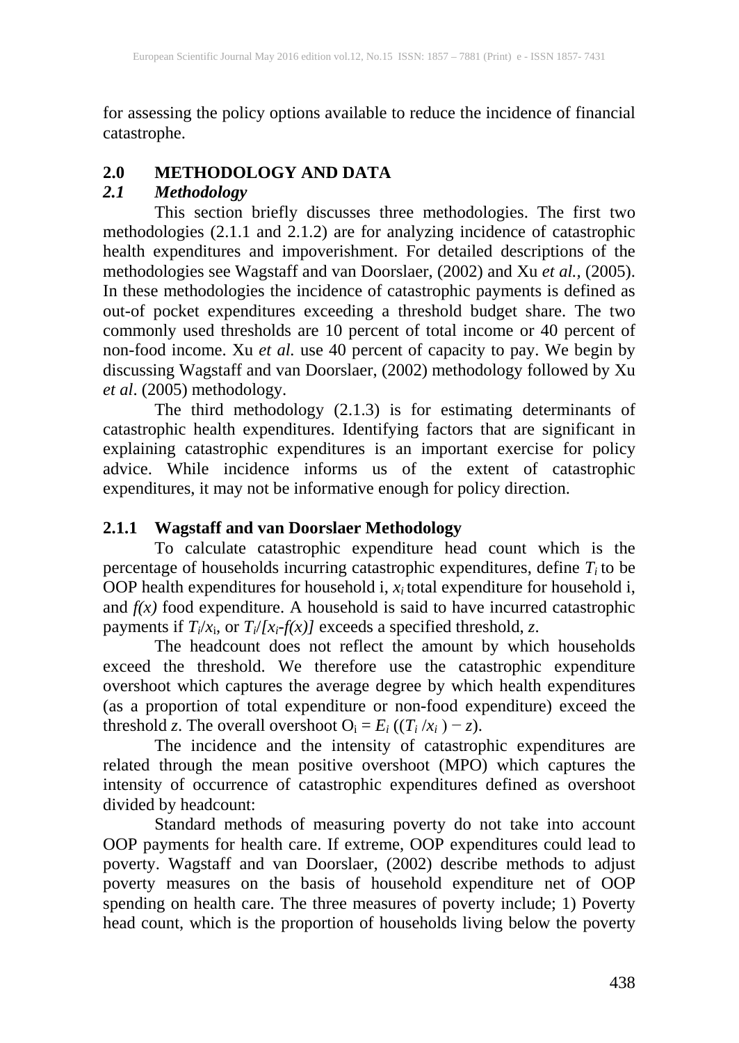for assessing the policy options available to reduce the incidence of financial catastrophe.

## 2.0 METHODOLOGY AND DATA

### *2.1 Methodology*

This section briefly discusses three methodologies. The first two methodologies (2.1.1 and 2.1.2) are for analyzing incidence of catastrophic health expenditures and impoverishment. For detailed descriptions of the methodologies see Wagstaff and van Doorslaer, (2002) and Xu *et al.,* (2005). In these methodologies the incidence of catastrophic payments is defined as out-of pocket expenditures exceeding a threshold budget share. The two commonly used thresholds are 10 percent of total income or 40 percent of non-food income. Xu *et al.* use 40 percent of capacity to pay. We begin by discussing Wagstaff and van Doorslaer, (2002) methodology followed by Xu *et al*. (2005) methodology.

The third methodology (2.1.3) is for estimating determinants of catastrophic health expenditures. Identifying factors that are significant in explaining catastrophic expenditures is an important exercise for policy advice. While incidence informs us of the extent of catastrophic expenditures, it may not be informative enough for policy direction.

### 2.1.1 Wagstaff and van Doorslaer Methodology

To calculate catastrophic expenditure head count which is the percentage of households incurring catastrophic expenditures, define $T_i$ to be OOP health expenditures for household i, $x_i$ total expenditure for household i, and $f(x)$ food expenditure. A household is said to have incurred catastrophic payments if $T_i/x_i$, or $T_i/[x_i-f(x)]$ exceeds a specified threshold, $z$.

The headcount does not reflect the amount by which households exceed the threshold. We therefore use the catastrophic expenditure overshoot which captures the average degree by which health expenditures (as a proportion of total expenditure or non-food expenditure) exceed the threshold $z$. The overall overshoot $O_i = E_i\left((T_i/x_i) - z\right)$.

The incidence and the intensity of catastrophic expenditures are related through the mean positive overshoot (MPO) which captures the intensity of occurrence of catastrophic expenditures defined as overshoot divided by headcount:

Standard methods of measuring poverty do not take into account OOP payments for health care. If extreme, OOP expenditures could lead to poverty. Wagstaff and van Doorslaer, (2002) describe methods to adjust poverty measures on the basis of household expenditure net of OOP spending on health care. The three measures of poverty include; 1) Poverty head count, which is the proportion of households living below the poverty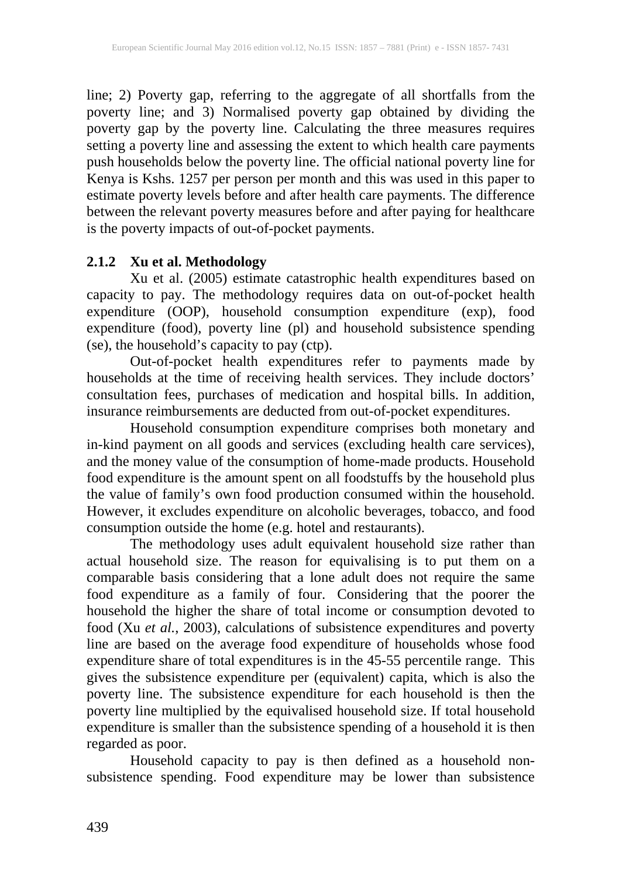line; 2) Poverty gap, referring to the aggregate of all shortfalls from the poverty line; and 3) Normalised poverty gap obtained by dividing the poverty gap by the poverty line. Calculating the three measures requires setting a poverty line and assessing the extent to which health care payments push households below the poverty line. The official national poverty line for Kenya is Kshs. 1257 per person per month and this was used in this paper to estimate poverty levels before and after health care payments. The difference between the relevant poverty measures before and after paying for healthcare is the poverty impacts of out-of-pocket payments.

### 2.1.2 Xu et al. Methodology

Xu et al. (2005) estimate catastrophic health expenditures based on capacity to pay. The methodology requires data on out-of-pocket health expenditure (OOP), household consumption expenditure (exp), food expenditure (food), poverty line (pl) and household subsistence spending (se), the household's capacity to pay (ctp).

Out-of-pocket health expenditures refer to payments made by households at the time of receiving health services. They include doctors' consultation fees, purchases of medication and hospital bills. In addition, insurance reimbursements are deducted from out-of-pocket expenditures.

Household consumption expenditure comprises both monetary and in-kind payment on all goods and services (excluding health care services), and the money value of the consumption of home-made products. Household food expenditure is the amount spent on all foodstuffs by the household plus the value of family's own food production consumed within the household. However, it excludes expenditure on alcoholic beverages, tobacco, and food consumption outside the home (e.g. hotel and restaurants).

The methodology uses adult equivalent household size rather than actual household size. The reason for equivalising is to put them on a comparable basis considering that a lone adult does not require the same food expenditure as a family of four. Considering that the poorer the household the higher the share of total income or consumption devoted to food (Xu *et al.*, 2003), calculations of subsistence expenditures and poverty line are based on the average food expenditure of households whose food expenditure share of total expenditures is in the 45-55 percentile range. This gives the subsistence expenditure per (equivalent) capita, which is also the poverty line. The subsistence expenditure for each household is then the poverty line multiplied by the equivalised household size. If total household expenditure is smaller than the subsistence spending of a household it is then regarded as poor.

Household capacity to pay is then defined as a household non-subsistence spending. Food expenditure may be lower than subsistence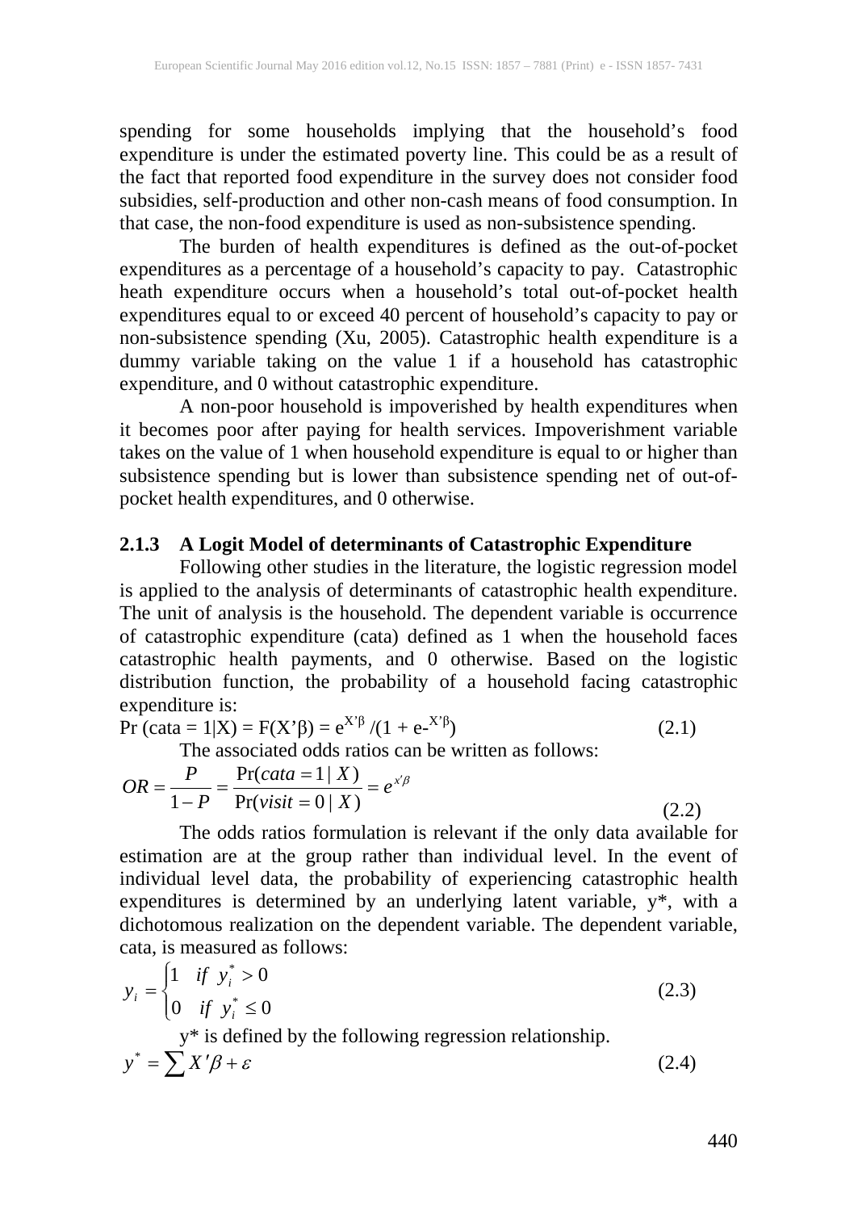spending for some households implying that the household's food expenditure is under the estimated poverty line. This could be as a result of the fact that reported food expenditure in the survey does not consider food subsidies, self-production and other non-cash means of food consumption. In that case, the non-food expenditure is used as non-subsistence spending.

The burden of health expenditures is defined as the out-of-pocket expenditures as a percentage of a household's capacity to pay. Catastrophic heath expenditure occurs when a household's total out-of-pocket health expenditures equal to or exceed 40 percent of household's capacity to pay or non-subsistence spending (Xu, 2005). Catastrophic health expenditure is a dummy variable taking on the value 1 if a household has catastrophic expenditure, and 0 without catastrophic expenditure.

A non-poor household is impoverished by health expenditures when it becomes poor after paying for health services. Impoverishment variable takes on the value of 1 when household expenditure is equal to or higher than subsistence spending but is lower than subsistence spending net of out-of-pocket health expenditures, and 0 otherwise.

### 2.1.3 A Logit Model of determinants of Catastrophic Expenditure

Following other studies in the literature, the logistic regression model is applied to the analysis of determinants of catastrophic health expenditure. The unit of analysis is the household. The dependent variable is occurrence of catastrophic expenditure (cata) defined as 1 when the household faces catastrophic health payments, and 0 otherwise. Based on the logistic distribution function, the probability of a household facing catastrophic expenditure is:

$$\Pr(cata = 1|X) = F(X'\beta) = e^{X'\beta} / (1 + e^{-X'\beta}) \tag{2.1}$$

The associated odds ratios can be written as follows:

$$OR = \frac{P}{1-P} = \frac{\Pr(cata = 1 \mid X)}{\Pr(visit = 0 \mid X)} = e^{x'\beta} \tag{2.2}$$

The odds ratios formulation is relevant if the only data available for estimation are at the group rather than individual level. In the event of individual level data, the probability of experiencing catastrophic health expenditures is determined by an underlying latent variable, y*, with a dichotomous realization on the dependent variable. The dependent variable, cata, is measured as follows:

$$y_i = \begin{cases} 1 & if \;\; y_i^* > 0 \\ 0 & if \;\; y_i^* \leq 0 \end{cases} \tag{2.3}$$

y* is defined by the following regression relationship.

$$y^* = \sum X'\beta + \varepsilon \tag{2.4}$$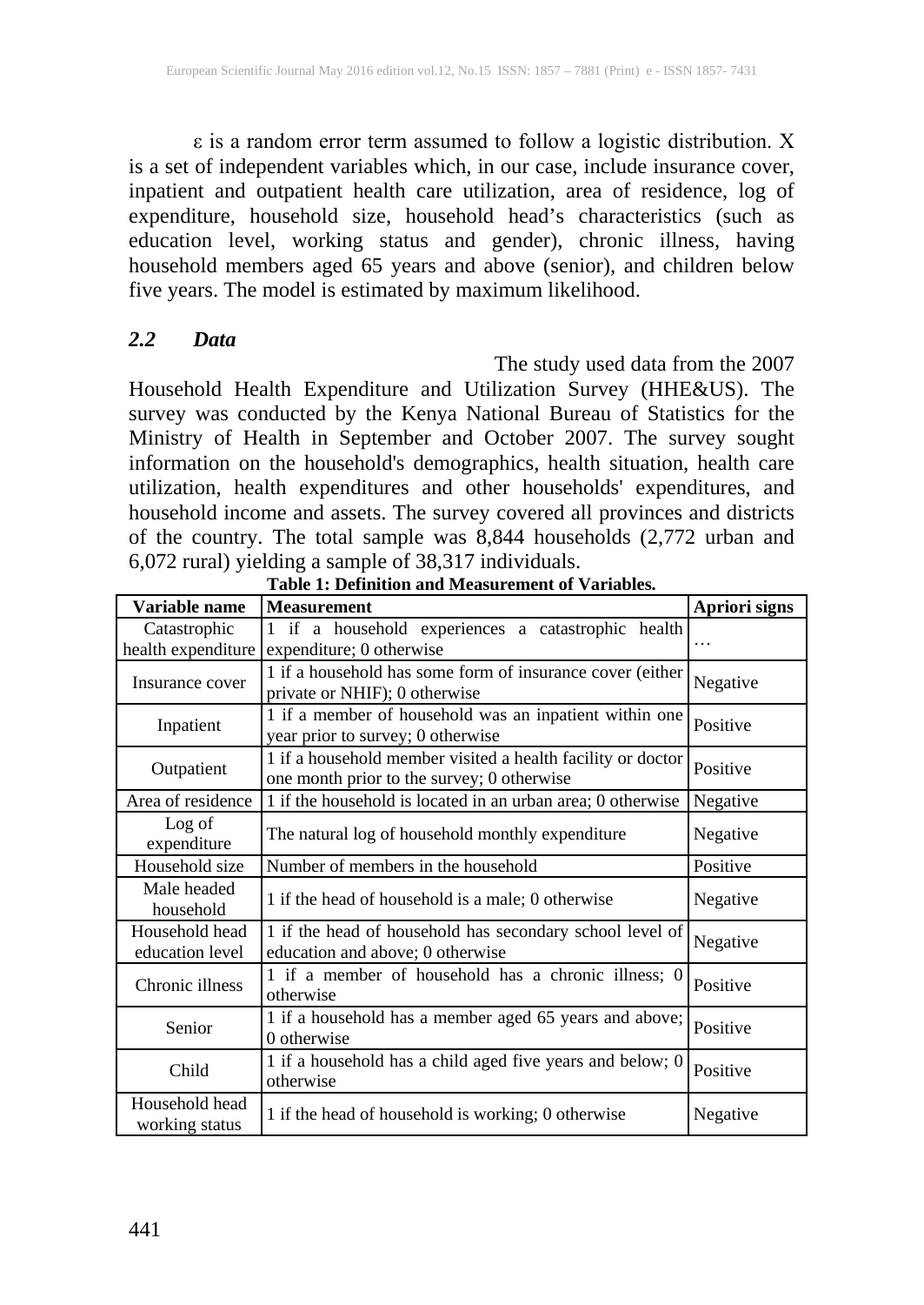ε is a random error term assumed to follow a logistic distribution. X is a set of independent variables which, in our case, include insurance cover, inpatient and outpatient health care utilization, area of residence, log of expenditure, household size, household head's characteristics (such as education level, working status and gender), chronic illness, having household members aged 65 years and above (senior), and children below five years. The model is estimated by maximum likelihood.

### *2.2 Data*

The study used data from the 2007 Household Health Expenditure and Utilization Survey (HHE&US). The survey was conducted by the Kenya National Bureau of Statistics for the Ministry of Health in September and October 2007. The survey sought information on the household's demographics, health situation, health care utilization, health expenditures and other households' expenditures, and household income and assets. The survey covered all provinces and districts of the country. The total sample was 8,844 households (2,772 urban and 6,072 rural) yielding a sample of 38,317 individuals.

**Table 1: Definition and Measurement of Variables.**

| Variable name | Measurement | Apriori signs |
|---|---|---|
| Catastrophic health expenditure | 1 if a household experiences a catastrophic health expenditure; 0 otherwise | … |
| Insurance cover | 1 if a household has some form of insurance cover (either private or NHIF); 0 otherwise | Negative |
| Inpatient | 1 if a member of household was an inpatient within one year prior to survey; 0 otherwise | Positive |
| Outpatient | 1 if a household member visited a health facility or doctor one month prior to the survey; 0 otherwise | Positive |
| Area of residence | 1 if the household is located in an urban area; 0 otherwise | Negative |
| Log of expenditure | The natural log of household monthly expenditure | Negative |
| Household size | Number of members in the household | Positive |
| Male headed household | 1 if the head of household is a male; 0 otherwise | Negative |
| Household head education level | 1 if the head of household has secondary school level of education and above; 0 otherwise | Negative |
| Chronic illness | 1 if a member of household has a chronic illness; 0 otherwise | Positive |
| Senior | 1 if a household has a member aged 65 years and above; 0 otherwise | Positive |
| Child | 1 if a household has a child aged five years and below; 0 otherwise | Positive |
| Household head working status | 1 if the head of household is working; 0 otherwise | Negative |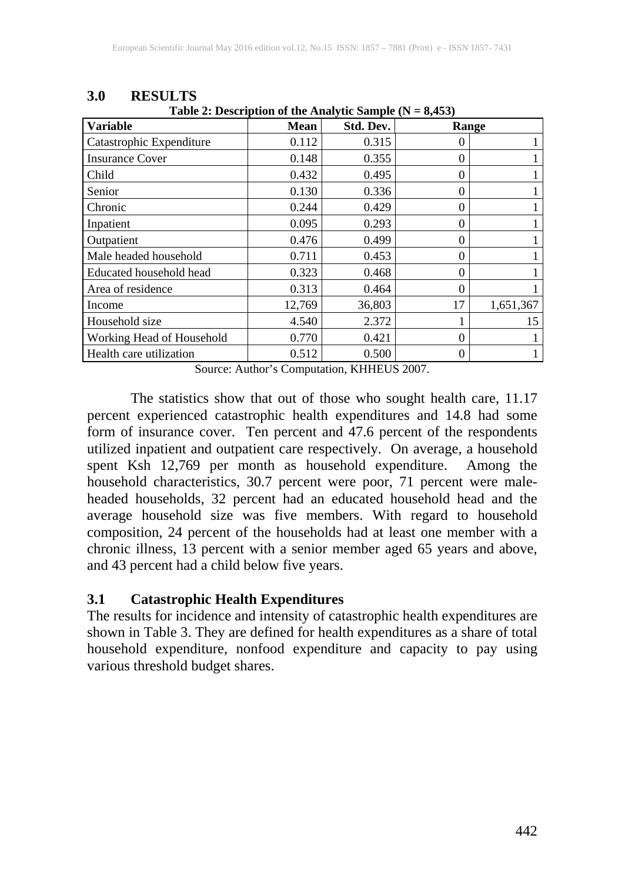## 3.0 RESULTS

**Table 2: Description of the Analytic Sample (N = 8,453)**

| Variable | Mean | Std. Dev. | Range | |
|---|---|---|---|---|
| Catastrophic Expenditure | 0.112 | 0.315 | 0 | 1 |
| Insurance Cover | 0.148 | 0.355 | 0 | 1 |
| Child | 0.432 | 0.495 | 0 | 1 |
| Senior | 0.130 | 0.336 | 0 | 1 |
| Chronic | 0.244 | 0.429 | 0 | 1 |
| Inpatient | 0.095 | 0.293 | 0 | 1 |
| Outpatient | 0.476 | 0.499 | 0 | 1 |
| Male headed household | 0.711 | 0.453 | 0 | 1 |
| Educated household head | 0.323 | 0.468 | 0 | 1 |
| Area of residence | 0.313 | 0.464 | 0 | 1 |
| Income | 12,769 | 36,803 | 17 | 1,651,367 |
| Household size | 4.540 | 2.372 | 1 | 15 |
| Working Head of Household | 0.770 | 0.421 | 0 | 1 |
| Health care utilization | 0.512 | 0.500 | 0 | 1 |

Source: Author's Computation, KHHEUS 2007.

The statistics show that out of those who sought health care, 11.17 percent experienced catastrophic health expenditures and 14.8 had some form of insurance cover. Ten percent and 47.6 percent of the respondents utilized inpatient and outpatient care respectively. On average, a household spent Ksh 12,769 per month as household expenditure. Among the household characteristics, 30.7 percent were poor, 71 percent were male-headed households, 32 percent had an educated household head and the average household size was five members. With regard to household composition, 24 percent of the households had at least one member with a chronic illness, 13 percent with a senior member aged 65 years and above, and 43 percent had a child below five years.

### 3.1 Catastrophic Health Expenditures

The results for incidence and intensity of catastrophic health expenditures are shown in Table 3. They are defined for health expenditures as a share of total household expenditure, nonfood expenditure and capacity to pay using various threshold budget shares.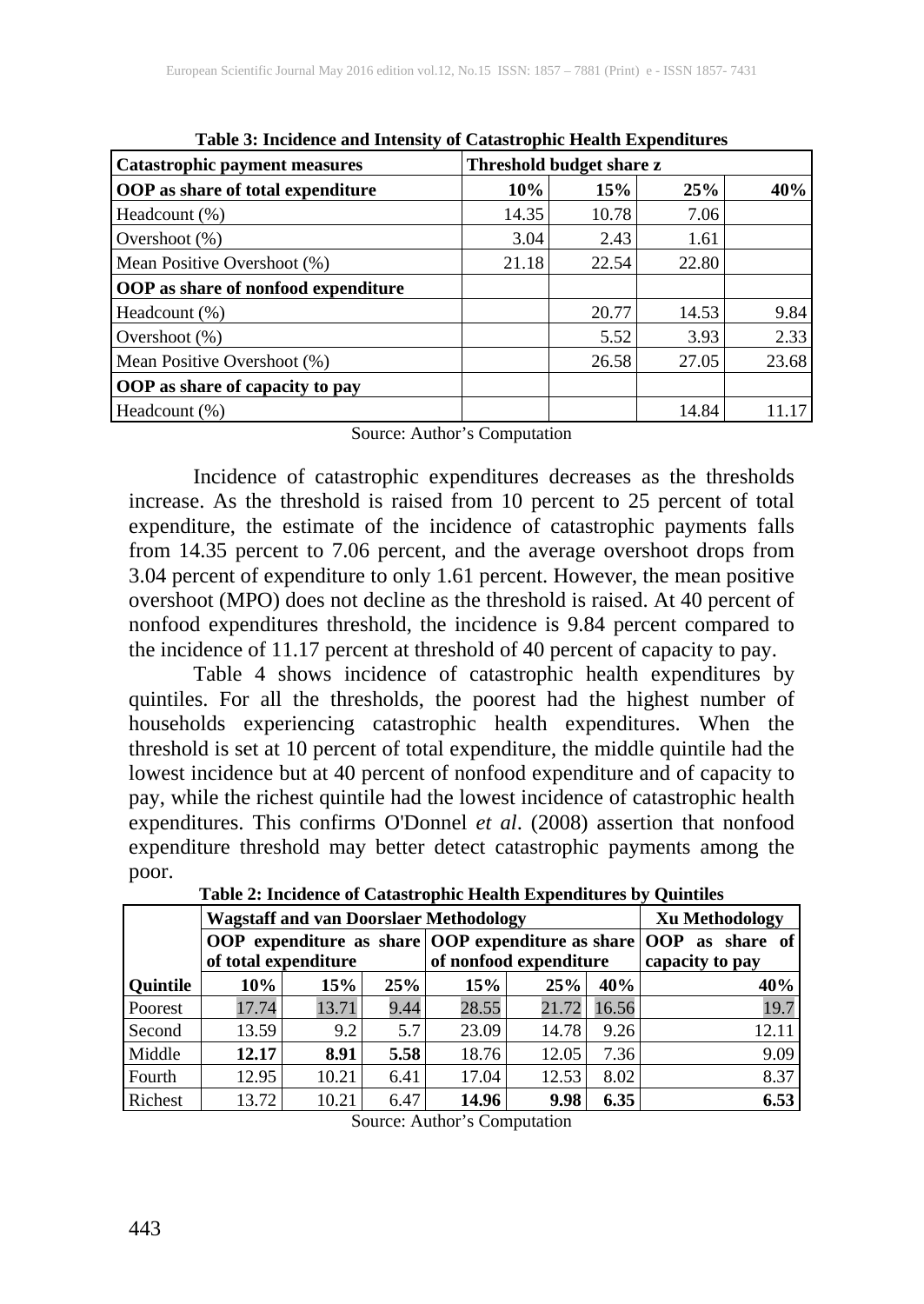**Table 3: Incidence and Intensity of Catastrophic Health Expenditures**

| Catastrophic payment measures | Threshold budget share z | | | |
|---|---|---|---|---|
| **OOP as share of total expenditure** | **10%** | **15%** | **25%** | **40%** |
| Headcount (%) | 14.35 | 10.78 | 7.06 | |
| Overshoot (%) | 3.04 | 2.43 | 1.61 | |
| Mean Positive Overshoot (%) | 21.18 | 22.54 | 22.80 | |
| **OOP as share of nonfood expenditure** | | | | |
| Headcount (%) | | 20.77 | 14.53 | 9.84 |
| Overshoot (%) | | 5.52 | 3.93 | 2.33 |
| Mean Positive Overshoot (%) | | 26.58 | 27.05 | 23.68 |
| **OOP as share of capacity to pay** | | | | |
| Headcount (%) | | | 14.84 | 11.17 |

Source: Author's Computation

Incidence of catastrophic expenditures decreases as the thresholds increase. As the threshold is raised from 10 percent to 25 percent of total expenditure, the estimate of the incidence of catastrophic payments falls from 14.35 percent to 7.06 percent, and the average overshoot drops from 3.04 percent of expenditure to only 1.61 percent. However, the mean positive overshoot (MPO) does not decline as the threshold is raised. At 40 percent of nonfood expenditures threshold, the incidence is 9.84 percent compared to the incidence of 11.17 percent at threshold of 40 percent of capacity to pay.

Table 4 shows incidence of catastrophic health expenditures by quintiles. For all the thresholds, the poorest had the highest number of households experiencing catastrophic health expenditures. When the threshold is set at 10 percent of total expenditure, the middle quintile had the lowest incidence but at 40 percent of nonfood expenditure and of capacity to pay, while the richest quintile had the lowest incidence of catastrophic health expenditures. This confirms O'Donnel *et al*. (2008) assertion that nonfood expenditure threshold may better detect catastrophic payments among the poor.

**Table 2: Incidence of Catastrophic Health Expenditures by Quintiles**

| | Wagstaff and van Doorslaer Methodology | | | | | | Xu Methodology |
|---|---|---|---|---|---|---|---|
| | OOP expenditure as share of total expenditure | | | OOP expenditure as share of nonfood expenditure | | | OOP as share of capacity to pay |
| **Quintile** | **10%** | **15%** | **25%** | **15%** | **25%** | **40%** | **40%** |
| Poorest | 17.74 | 13.71 | 9.44 | 28.55 | 21.72 | 16.56 | 19.7 |
| Second | 13.59 | 9.2 | 5.7 | 23.09 | 14.78 | 9.26 | 12.11 |
| Middle | **12.17** | **8.91** | **5.58** | 18.76 | 12.05 | 7.36 | 9.09 |
| Fourth | 12.95 | 10.21 | 6.41 | 17.04 | 12.53 | 8.02 | 8.37 |
| Richest | 13.72 | 10.21 | 6.47 | **14.96** | **9.98** | **6.35** | **6.53** |

Source: Author's Computation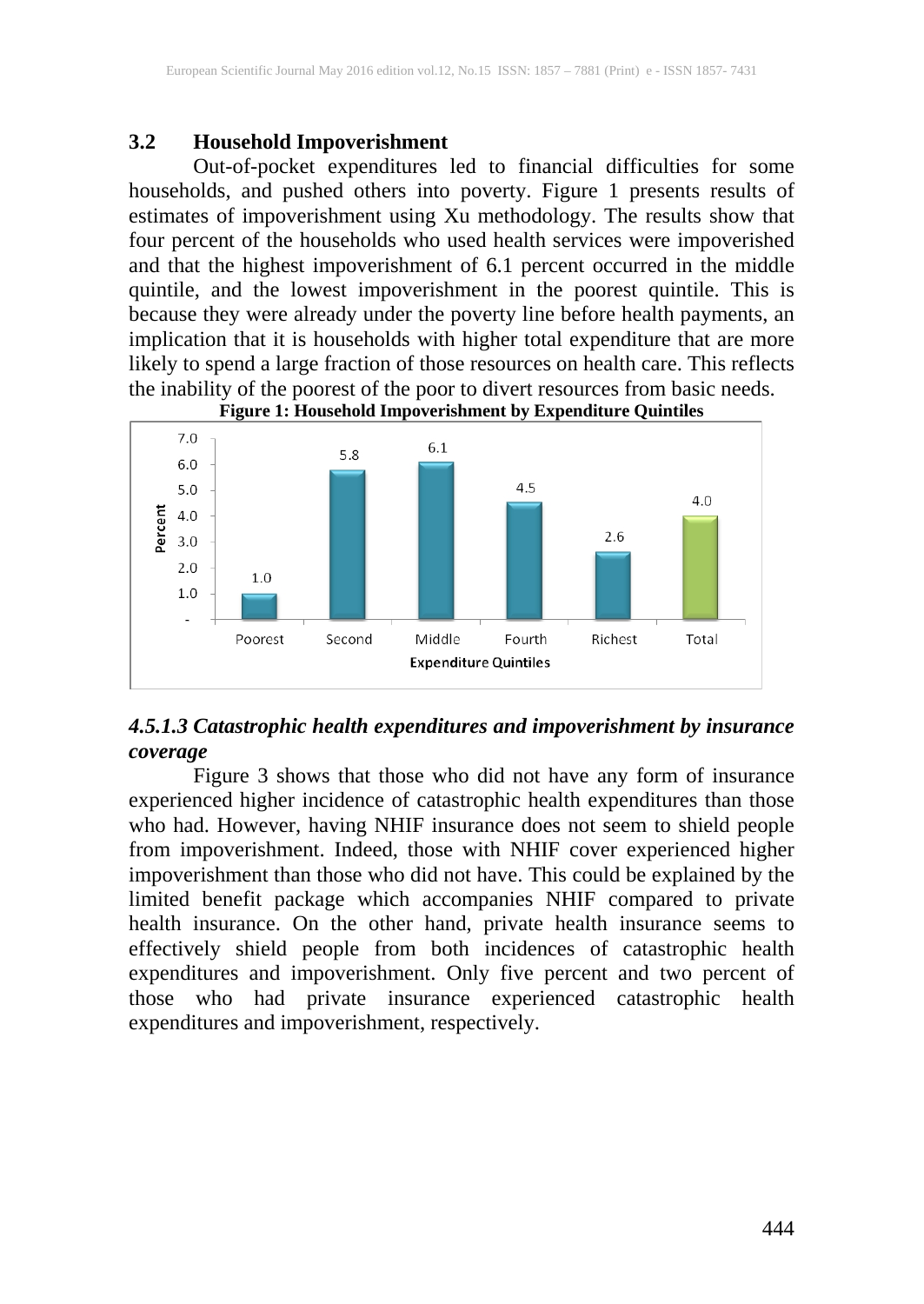## 3.2 Household Impoverishment

Out-of-pocket expenditures led to financial difficulties for some households, and pushed others into poverty. Figure 1 presents results of estimates of impoverishment using Xu methodology. The results show that four percent of the households who used health services were impoverished and that the highest impoverishment of 6.1 percent occurred in the middle quintile, and the lowest impoverishment in the poorest quintile. This is because they were already under the poverty line before health payments, an implication that it is households with higher total expenditure that are more likely to spend a large fraction of those resources on health care. This reflects the inability of the poorest of the poor to divert resources from basic needs.

**Figure 1: Household Impoverishment by Expenditure Quintiles**

| Expenditure Quintiles | Percent |
|---|---|
| Poorest | 1.0 |
| Second | 5.8 |
| Middle | 6.1 |
| Fourth | 4.5 |
| Richest | 2.6 |
| Total | 4.0 |

### *4.5.1.3 Catastrophic health expenditures and impoverishment by insurance coverage*

Figure 3 shows that those who did not have any form of insurance experienced higher incidence of catastrophic health expenditures than those who had. However, having NHIF insurance does not seem to shield people from impoverishment. Indeed, those with NHIF cover experienced higher impoverishment than those who did not have. This could be explained by the limited benefit package which accompanies NHIF compared to private health insurance. On the other hand, private health insurance seems to effectively shield people from both incidences of catastrophic health expenditures and impoverishment. Only five percent and two percent of those who had private insurance experienced catastrophic health expenditures and impoverishment, respectively.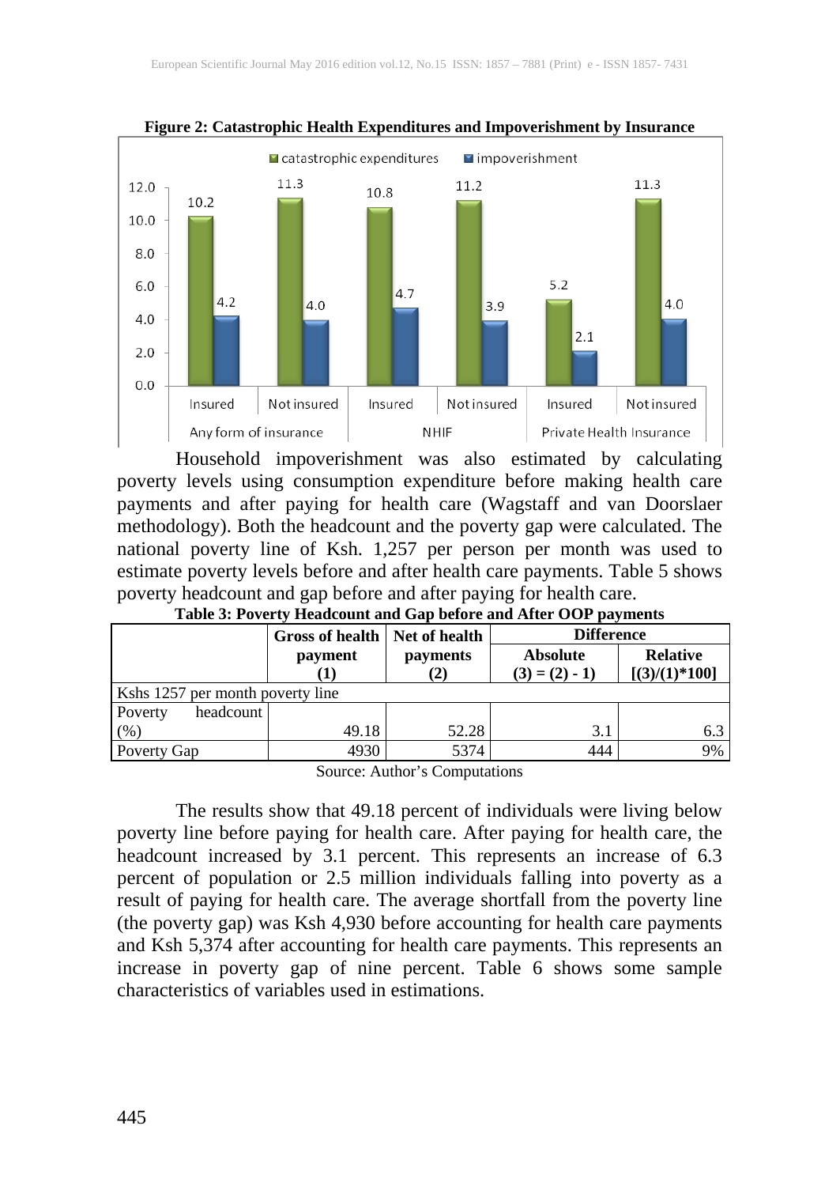**Figure 2: Catastrophic Health Expenditures and Impoverishment by Insurance**

Household impoverishment was also estimated by calculating poverty levels using consumption expenditure before making health care payments and after paying for health care (Wagstaff and van Doorslaer methodology). Both the headcount and the poverty gap were calculated. The national poverty line of Ksh. 1,257 per person per month was used to estimate poverty levels before and after health care payments. Table 5 shows poverty headcount and gap before and after paying for health care.

**Table 3: Poverty Headcount and Gap before and After OOP payments**

| | Gross of health payment (1) | Net of health payments (2) | Difference | |
|---|---|---|---|---|
| | | | Absolute (3) = (2) - 1) | Relative [(3)/(1)*100] |
| Kshs 1257 per month poverty line | | | | |
| Poverty headcount (%) | 49.18 | 52.28 | 3.1 | 6.3 |
| Poverty Gap | 4930 | 5374 | 444 | 9% |

Source: Author's Computations

The results show that 49.18 percent of individuals were living below poverty line before paying for health care. After paying for health care, the headcount increased by 3.1 percent. This represents an increase of 6.3 percent of population or 2.5 million individuals falling into poverty as a result of paying for health care. The average shortfall from the poverty line (the poverty gap) was Ksh 4,930 before accounting for health care payments and Ksh 5,374 after accounting for health care payments. This represents an increase in poverty gap of nine percent. Table 6 shows some sample characteristics of variables used in estimations.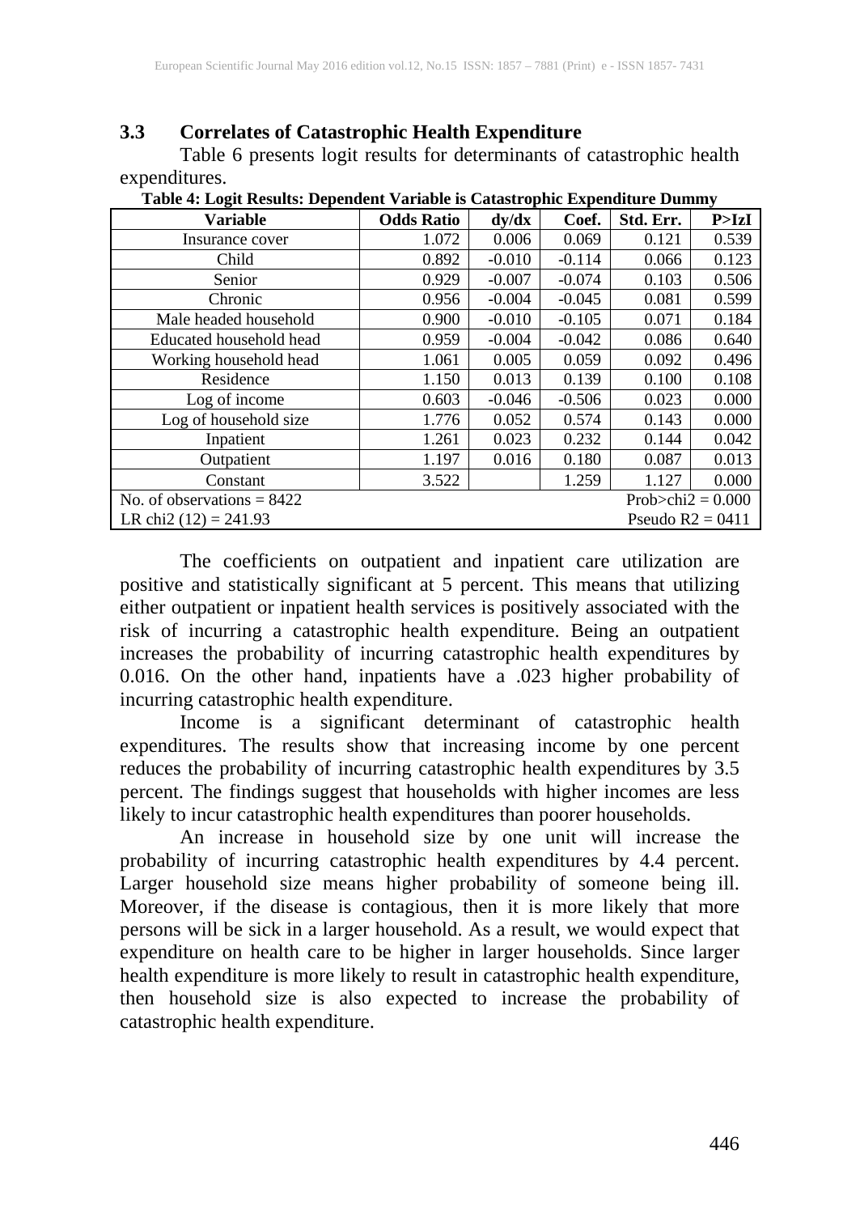### 3.3 Correlates of Catastrophic Health Expenditure

Table 6 presents logit results for determinants of catastrophic health expenditures.

**Table 4: Logit Results: Dependent Variable is Catastrophic Expenditure Dummy**

| Variable | Odds Ratio | dy/dx | Coef. | Std. Err. | P>IzI |
|---|---|---|---|---|---|
| Insurance cover | 1.072 | 0.006 | 0.069 | 0.121 | 0.539 |
| Child | 0.892 | -0.010 | -0.114 | 0.066 | 0.123 |
| Senior | 0.929 | -0.007 | -0.074 | 0.103 | 0.506 |
| Chronic | 0.956 | -0.004 | -0.045 | 0.081 | 0.599 |
| Male headed household | 0.900 | -0.010 | -0.105 | 0.071 | 0.184 |
| Educated household head | 0.959 | -0.004 | -0.042 | 0.086 | 0.640 |
| Working household head | 1.061 | 0.005 | 0.059 | 0.092 | 0.496 |
| Residence | 1.150 | 0.013 | 0.139 | 0.100 | 0.108 |
| Log of income | 0.603 | -0.046 | -0.506 | 0.023 | 0.000 |
| Log of household size | 1.776 | 0.052 | 0.574 | 0.143 | 0.000 |
| Inpatient | 1.261 | 0.023 | 0.232 | 0.144 | 0.042 |
| Outpatient | 1.197 | 0.016 | 0.180 | 0.087 | 0.013 |
| Constant | 3.522 | | 1.259 | 1.127 | 0.000 |
| No. of observations = 8422 | | | | | Prob>chi2 = 0.000 |
| LR chi2 (12) = 241.93 | | | | | Pseudo R2 = 0411 |

The coefficients on outpatient and inpatient care utilization are positive and statistically significant at 5 percent. This means that utilizing either outpatient or inpatient health services is positively associated with the risk of incurring a catastrophic health expenditure. Being an outpatient increases the probability of incurring catastrophic health expenditures by 0.016. On the other hand, inpatients have a .023 higher probability of incurring catastrophic health expenditure.

Income is a significant determinant of catastrophic health expenditures. The results show that increasing income by one percent reduces the probability of incurring catastrophic health expenditures by 3.5 percent. The findings suggest that households with higher incomes are less likely to incur catastrophic health expenditures than poorer households.

An increase in household size by one unit will increase the probability of incurring catastrophic health expenditures by 4.4 percent. Larger household size means higher probability of someone being ill. Moreover, if the disease is contagious, then it is more likely that more persons will be sick in a larger household. As a result, we would expect that expenditure on health care to be higher in larger households. Since larger health expenditure is more likely to result in catastrophic health expenditure, then household size is also expected to increase the probability of catastrophic health expenditure.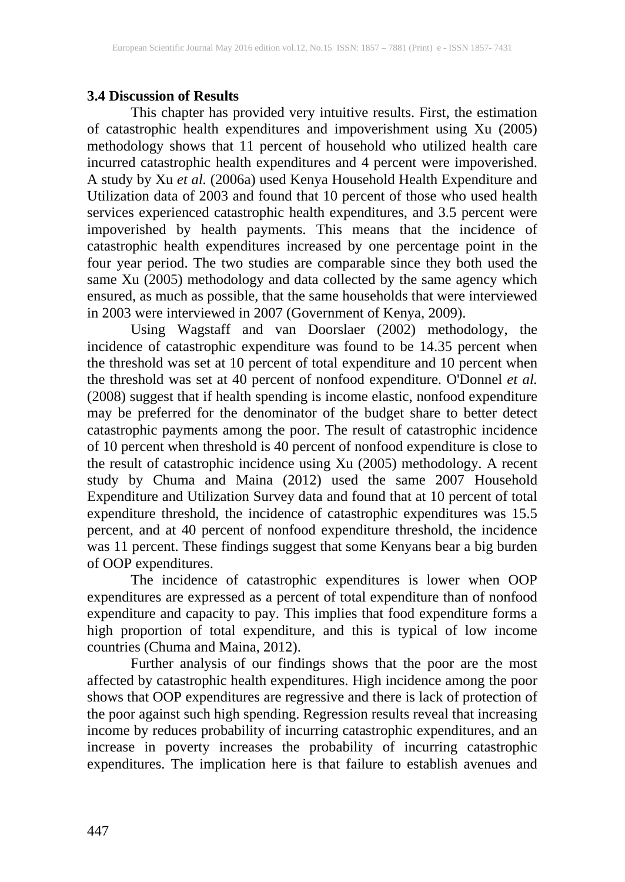### 3.4 Discussion of Results

This chapter has provided very intuitive results. First, the estimation of catastrophic health expenditures and impoverishment using Xu (2005) methodology shows that 11 percent of household who utilized health care incurred catastrophic health expenditures and 4 percent were impoverished. A study by Xu *et al.* (2006a) used Kenya Household Health Expenditure and Utilization data of 2003 and found that 10 percent of those who used health services experienced catastrophic health expenditures, and 3.5 percent were impoverished by health payments. This means that the incidence of catastrophic health expenditures increased by one percentage point in the four year period. The two studies are comparable since they both used the same Xu (2005) methodology and data collected by the same agency which ensured, as much as possible, that the same households that were interviewed in 2003 were interviewed in 2007 (Government of Kenya, 2009).

Using Wagstaff and van Doorslaer (2002) methodology, the incidence of catastrophic expenditure was found to be 14.35 percent when the threshold was set at 10 percent of total expenditure and 10 percent when the threshold was set at 40 percent of nonfood expenditure. O'Donnel *et al.* (2008) suggest that if health spending is income elastic, nonfood expenditure may be preferred for the denominator of the budget share to better detect catastrophic payments among the poor. The result of catastrophic incidence of 10 percent when threshold is 40 percent of nonfood expenditure is close to the result of catastrophic incidence using Xu (2005) methodology. A recent study by Chuma and Maina (2012) used the same 2007 Household Expenditure and Utilization Survey data and found that at 10 percent of total expenditure threshold, the incidence of catastrophic expenditures was 15.5 percent, and at 40 percent of nonfood expenditure threshold, the incidence was 11 percent. These findings suggest that some Kenyans bear a big burden of OOP expenditures.

The incidence of catastrophic expenditures is lower when OOP expenditures are expressed as a percent of total expenditure than of nonfood expenditure and capacity to pay. This implies that food expenditure forms a high proportion of total expenditure, and this is typical of low income countries (Chuma and Maina, 2012).

Further analysis of our findings shows that the poor are the most affected by catastrophic health expenditures. High incidence among the poor shows that OOP expenditures are regressive and there is lack of protection of the poor against such high spending. Regression results reveal that increasing income by reduces probability of incurring catastrophic expenditures, and an increase in poverty increases the probability of incurring catastrophic expenditures. The implication here is that failure to establish avenues and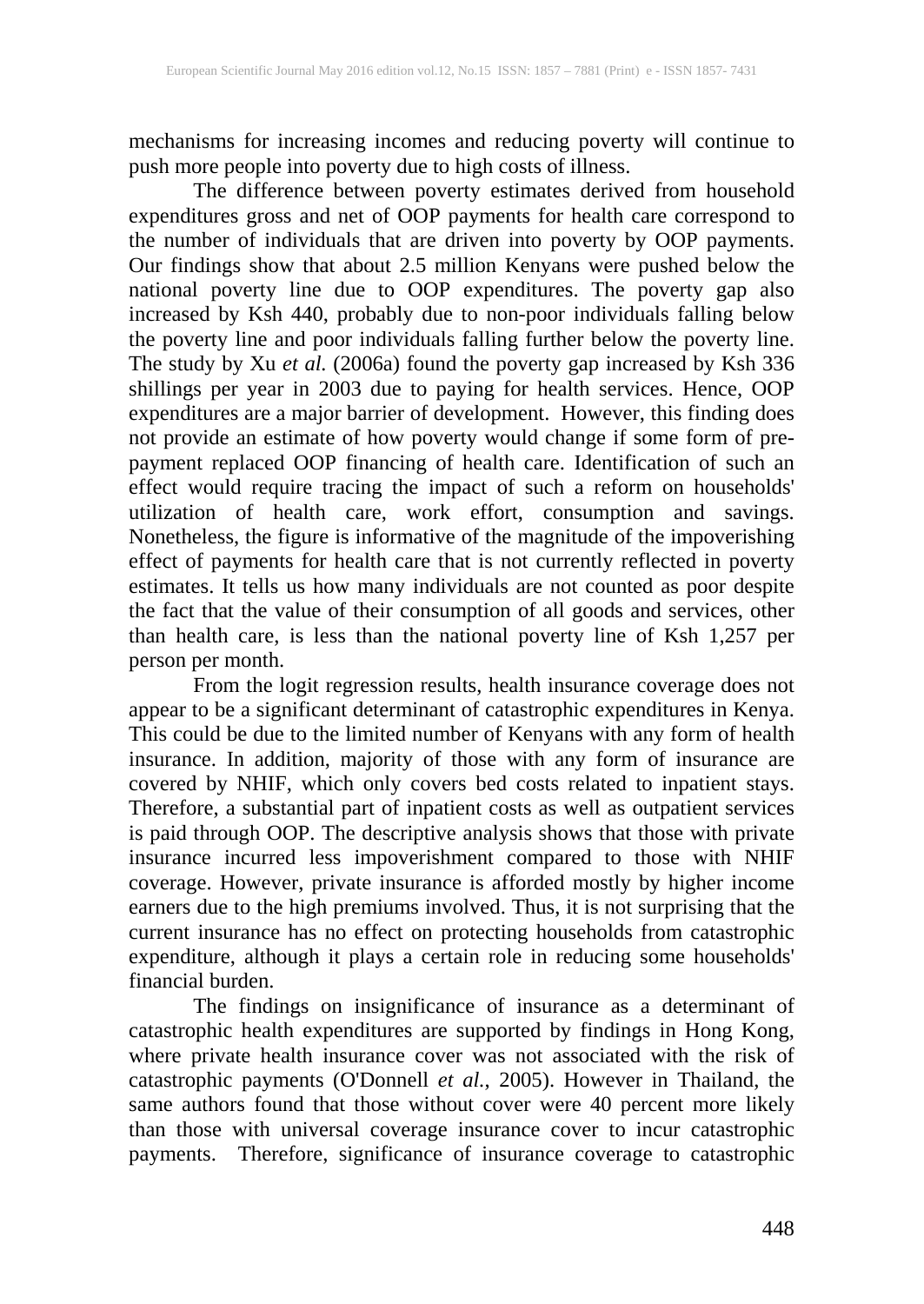mechanisms for increasing incomes and reducing poverty will continue to push more people into poverty due to high costs of illness.

The difference between poverty estimates derived from household expenditures gross and net of OOP payments for health care correspond to the number of individuals that are driven into poverty by OOP payments. Our findings show that about 2.5 million Kenyans were pushed below the national poverty line due to OOP expenditures. The poverty gap also increased by Ksh 440, probably due to non-poor individuals falling below the poverty line and poor individuals falling further below the poverty line. The study by Xu *et al.* (2006a) found the poverty gap increased by Ksh 336 shillings per year in 2003 due to paying for health services. Hence, OOP expenditures are a major barrier of development. However, this finding does not provide an estimate of how poverty would change if some form of pre-payment replaced OOP financing of health care. Identification of such an effect would require tracing the impact of such a reform on households' utilization of health care, work effort, consumption and savings. Nonetheless, the figure is informative of the magnitude of the impoverishing effect of payments for health care that is not currently reflected in poverty estimates. It tells us how many individuals are not counted as poor despite the fact that the value of their consumption of all goods and services, other than health care, is less than the national poverty line of Ksh 1,257 per person per month.

From the logit regression results, health insurance coverage does not appear to be a significant determinant of catastrophic expenditures in Kenya. This could be due to the limited number of Kenyans with any form of health insurance. In addition, majority of those with any form of insurance are covered by NHIF, which only covers bed costs related to inpatient stays. Therefore, a substantial part of inpatient costs as well as outpatient services is paid through OOP. The descriptive analysis shows that those with private insurance incurred less impoverishment compared to those with NHIF coverage. However, private insurance is afforded mostly by higher income earners due to the high premiums involved. Thus, it is not surprising that the current insurance has no effect on protecting households from catastrophic expenditure, although it plays a certain role in reducing some households' financial burden.

The findings on insignificance of insurance as a determinant of catastrophic health expenditures are supported by findings in Hong Kong, where private health insurance cover was not associated with the risk of catastrophic payments (O'Donnell *et al.*, 2005). However in Thailand, the same authors found that those without cover were 40 percent more likely than those with universal coverage insurance cover to incur catastrophic payments. Therefore, significance of insurance coverage to catastrophic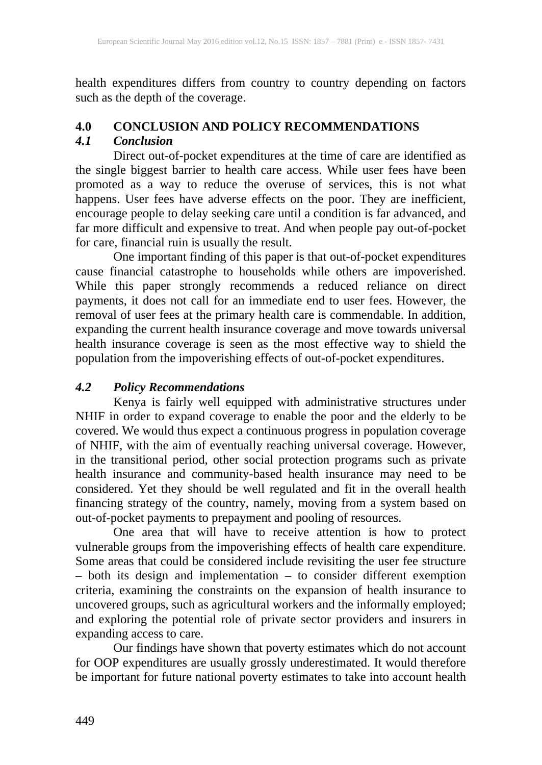health expenditures differs from country to country depending on factors such as the depth of the coverage.

## 4.0 CONCLUSION AND POLICY RECOMMENDATIONS

### *4.1 Conclusion*

Direct out-of-pocket expenditures at the time of care are identified as the single biggest barrier to health care access. While user fees have been promoted as a way to reduce the overuse of services, this is not what happens. User fees have adverse effects on the poor. They are inefficient, encourage people to delay seeking care until a condition is far advanced, and far more difficult and expensive to treat. And when people pay out-of-pocket for care, financial ruin is usually the result.

One important finding of this paper is that out-of-pocket expenditures cause financial catastrophe to households while others are impoverished. While this paper strongly recommends a reduced reliance on direct payments, it does not call for an immediate end to user fees. However, the removal of user fees at the primary health care is commendable. In addition, expanding the current health insurance coverage and move towards universal health insurance coverage is seen as the most effective way to shield the population from the impoverishing effects of out-of-pocket expenditures.

### *4.2 Policy Recommendations*

Kenya is fairly well equipped with administrative structures under NHIF in order to expand coverage to enable the poor and the elderly to be covered. We would thus expect a continuous progress in population coverage of NHIF, with the aim of eventually reaching universal coverage. However, in the transitional period, other social protection programs such as private health insurance and community-based health insurance may need to be considered. Yet they should be well regulated and fit in the overall health financing strategy of the country, namely, moving from a system based on out-of-pocket payments to prepayment and pooling of resources.

One area that will have to receive attention is how to protect vulnerable groups from the impoverishing effects of health care expenditure. Some areas that could be considered include revisiting the user fee structure – both its design and implementation – to consider different exemption criteria, examining the constraints on the expansion of health insurance to uncovered groups, such as agricultural workers and the informally employed; and exploring the potential role of private sector providers and insurers in expanding access to care.

Our findings have shown that poverty estimates which do not account for OOP expenditures are usually grossly underestimated. It would therefore be important for future national poverty estimates to take into account health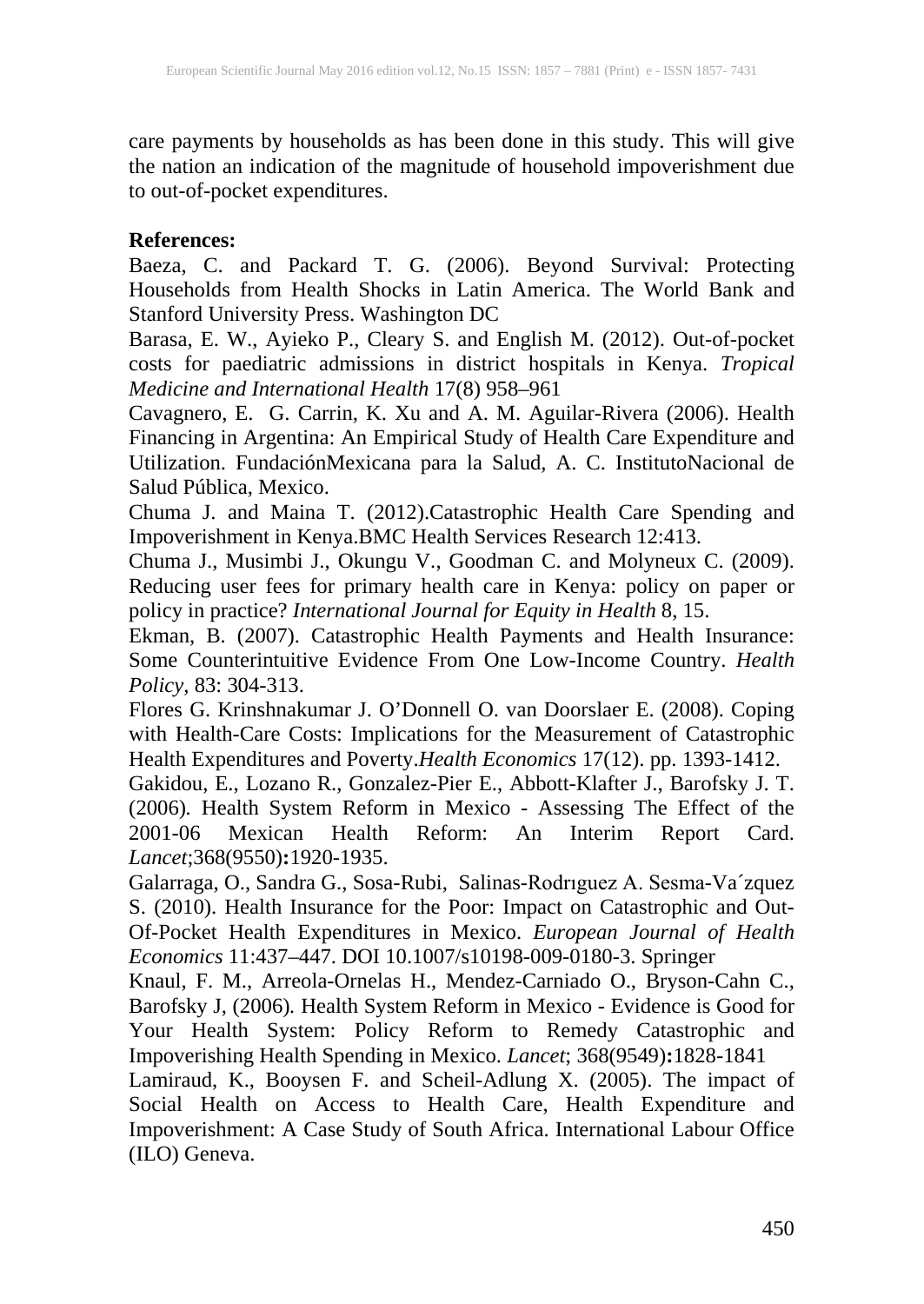care payments by households as has been done in this study. This will give the nation an indication of the magnitude of household impoverishment due to out-of-pocket expenditures.

**References:**

Baeza, C. and Packard T. G. (2006). Beyond Survival: Protecting Households from Health Shocks in Latin America. The World Bank and Stanford University Press. Washington DC

Barasa, E. W., Ayieko P., Cleary S. and English M. (2012). Out-of-pocket costs for paediatric admissions in district hospitals in Kenya. *Tropical Medicine and International Health* 17(8) 958–961

Cavagnero, E. G. Carrin, K. Xu and A. M. Aguilar-Rivera (2006). Health Financing in Argentina: An Empirical Study of Health Care Expenditure and Utilization. FundaciónMexicana para la Salud, A. C. InstitutoNacional de Salud Pública, Mexico.

Chuma J. and Maina T. (2012).Catastrophic Health Care Spending and Impoverishment in Kenya.BMC Health Services Research 12:413.

Chuma J., Musimbi J., Okungu V., Goodman C. and Molyneux C. (2009). Reducing user fees for primary health care in Kenya: policy on paper or policy in practice? *International Journal for Equity in Health* 8, 15.

Ekman, B. (2007). Catastrophic Health Payments and Health Insurance: Some Counterintuitive Evidence From One Low-Income Country. *Health Policy*, 83: 304-313.

Flores G. Krinshnakumar J. O'Donnell O. van Doorslaer E. (2008). Coping with Health-Care Costs: Implications for the Measurement of Catastrophic Health Expenditures and Poverty.*Health Economics* 17(12). pp. 1393-1412.

Gakidou, E., Lozano R., Gonzalez-Pier E., Abbott-Klafter J., Barofsky J. T. (2006). Health System Reform in Mexico - Assessing The Effect of the 2001-06 Mexican Health Reform: An Interim Report Card. *Lancet*;368(9550)**:**1920-1935.

Galarraga, O., Sandra G., Sosa-Rubi, Salinas-Rodrıguez A. Sesma-Va´zquez S. (2010). Health Insurance for the Poor: Impact on Catastrophic and Out-Of-Pocket Health Expenditures in Mexico. *European Journal of Health Economics* 11:437–447. DOI 10.1007/s10198-009-0180-3. Springer

Knaul, F. M., Arreola-Ornelas H., Mendez-Carniado O., Bryson-Cahn C., Barofsky J, (2006). Health System Reform in Mexico - Evidence is Good for Your Health System: Policy Reform to Remedy Catastrophic and Impoverishing Health Spending in Mexico. *Lancet*; 368(9549)**:**1828-1841

Lamiraud, K., Booysen F. and Scheil-Adlung X. (2005). The impact of Social Health on Access to Health Care, Health Expenditure and Impoverishment: A Case Study of South Africa. International Labour Office (ILO) Geneva.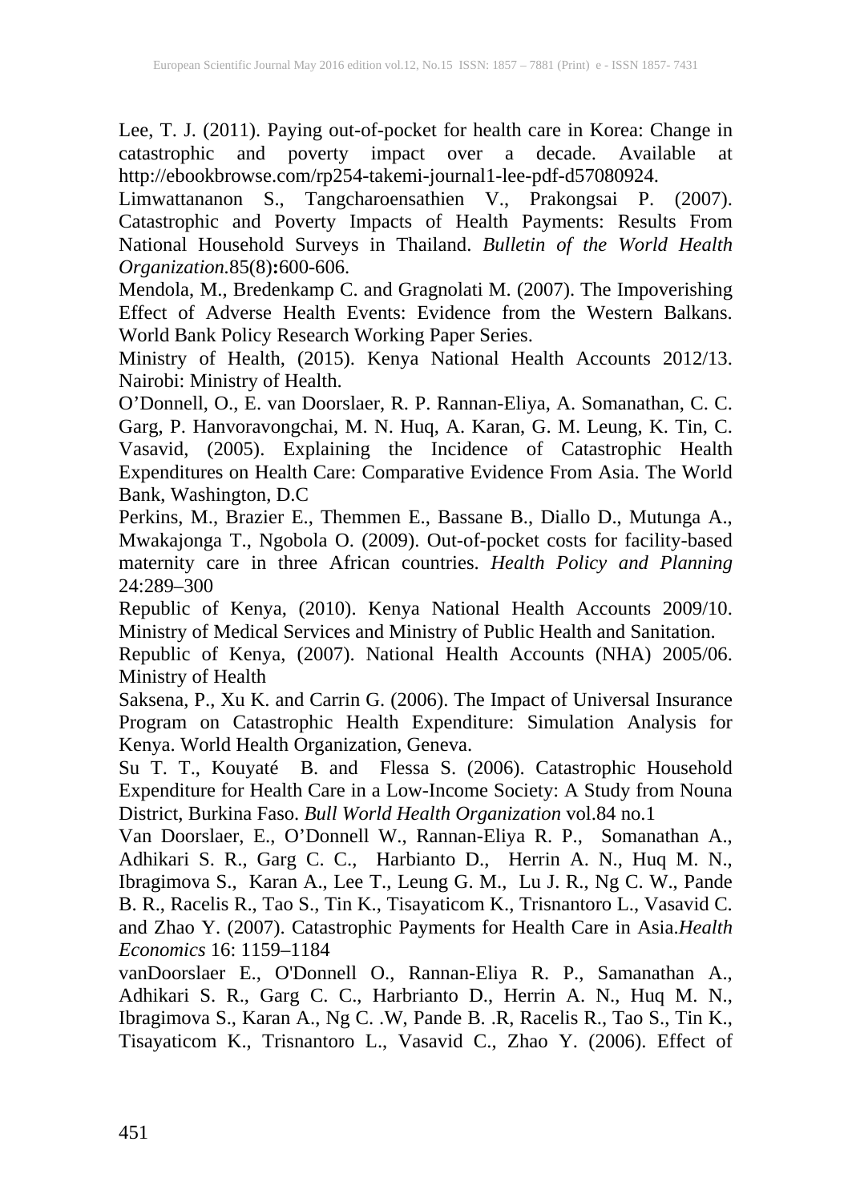Lee, T. J. (2011). Paying out-of-pocket for health care in Korea: Change in catastrophic and poverty impact over a decade. Available at http://ebookbrowse.com/rp254-takemi-journal1-lee-pdf-d57080924.

Limwattananon S., Tangcharoensathien V., Prakongsai P. (2007). Catastrophic and Poverty Impacts of Health Payments: Results From National Household Surveys in Thailand. *Bulletin of the World Health Organization.*85(8)**:**600-606.

Mendola, M., Bredenkamp C. and Gragnolati M. (2007). The Impoverishing Effect of Adverse Health Events: Evidence from the Western Balkans. World Bank Policy Research Working Paper Series.

Ministry of Health, (2015). Kenya National Health Accounts 2012/13. Nairobi: Ministry of Health.

O'Donnell, O., E. van Doorslaer, R. P. Rannan-Eliya, A. Somanathan, C. C. Garg, P. Hanvoravongchai, M. N. Huq, A. Karan, G. M. Leung, K. Tin, C. Vasavid, (2005). Explaining the Incidence of Catastrophic Health Expenditures on Health Care: Comparative Evidence From Asia. The World Bank, Washington, D.C

Perkins, M., Brazier E., Themmen E., Bassane B., Diallo D., Mutunga A., Mwakajonga T., Ngobola O. (2009). Out-of-pocket costs for facility-based maternity care in three African countries. *Health Policy and Planning* 24:289–300

Republic of Kenya, (2010). Kenya National Health Accounts 2009/10. Ministry of Medical Services and Ministry of Public Health and Sanitation.

Republic of Kenya, (2007). National Health Accounts (NHA) 2005/06. Ministry of Health

Saksena, P., Xu K. and Carrin G. (2006). The Impact of Universal Insurance Program on Catastrophic Health Expenditure: Simulation Analysis for Kenya. World Health Organization, Geneva.

Su T. T., Kouyaté B. and Flessa S. (2006). Catastrophic Household Expenditure for Health Care in a Low-Income Society: A Study from Nouna District, Burkina Faso. *Bull World Health Organization* vol.84 no.1

Van Doorslaer, E., O'Donnell W., Rannan-Eliya R. P., Somanathan A., Adhikari S. R., Garg C. C., Harbianto D., Herrin A. N., Huq M. N., Ibragimova S., Karan A., Lee T., Leung G. M., Lu J. R., Ng C. W., Pande B. R., Racelis R., Tao S., Tin K., Tisayaticom K., Trisnantoro L., Vasavid C. and Zhao Y. (2007). Catastrophic Payments for Health Care in Asia.*Health Economics* 16: 1159–1184

vanDoorslaer E., O'Donnell O., Rannan-Eliya R. P., Samanathan A., Adhikari S. R., Garg C. C., Harbrianto D., Herrin A. N., Huq M. N., Ibragimova S., Karan A., Ng C. .W, Pande B. .R, Racelis R., Tao S., Tin K., Tisayaticom K., Trisnantoro L., Vasavid C., Zhao Y. (2006). Effect of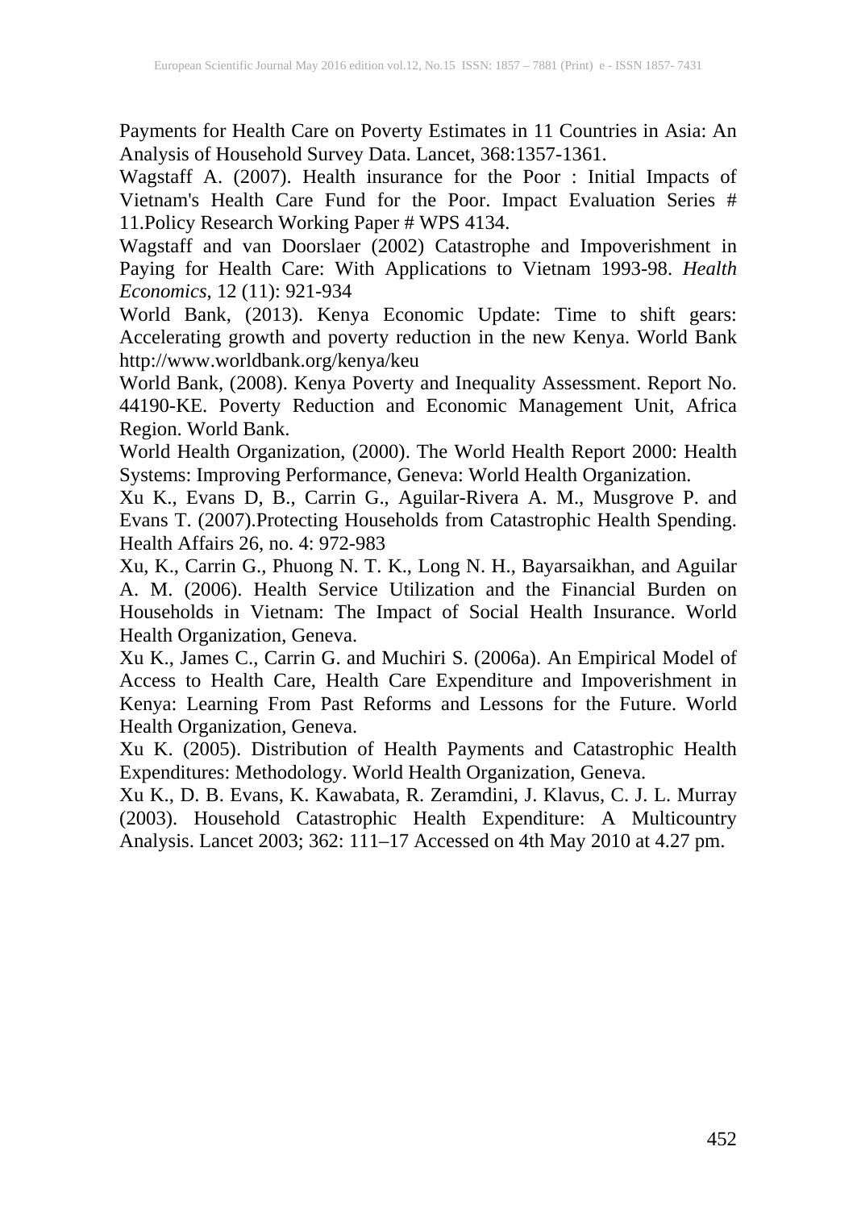Payments for Health Care on Poverty Estimates in 11 Countries in Asia: An Analysis of Household Survey Data. Lancet, 368:1357-1361.

Wagstaff A. (2007). Health insurance for the Poor : Initial Impacts of Vietnam's Health Care Fund for the Poor. Impact Evaluation Series # 11.Policy Research Working Paper # WPS 4134.

Wagstaff and van Doorslaer (2002) Catastrophe and Impoverishment in Paying for Health Care: With Applications to Vietnam 1993-98. *Health Economics*, 12 (11): 921-934

World Bank, (2013). Kenya Economic Update: Time to shift gears: Accelerating growth and poverty reduction in the new Kenya. World Bank http://www.worldbank.org/kenya/keu

World Bank, (2008). Kenya Poverty and Inequality Assessment. Report No. 44190-KE. Poverty Reduction and Economic Management Unit, Africa Region. World Bank.

World Health Organization, (2000). The World Health Report 2000: Health Systems: Improving Performance, Geneva: World Health Organization.

Xu K., Evans D, B., Carrin G., Aguilar-Rivera A. M., Musgrove P. and Evans T. (2007).Protecting Households from Catastrophic Health Spending. Health Affairs 26, no. 4: 972-983

Xu, K., Carrin G., Phuong N. T. K., Long N. H., Bayarsaikhan, and Aguilar A. M. (2006). Health Service Utilization and the Financial Burden on Households in Vietnam: The Impact of Social Health Insurance. World Health Organization, Geneva.

Xu K., James C., Carrin G. and Muchiri S. (2006a). An Empirical Model of Access to Health Care, Health Care Expenditure and Impoverishment in Kenya: Learning From Past Reforms and Lessons for the Future. World Health Organization, Geneva.

Xu K. (2005). Distribution of Health Payments and Catastrophic Health Expenditures: Methodology. World Health Organization, Geneva.

Xu K., D. B. Evans, K. Kawabata, R. Zeramdini, J. Klavus, C. J. L. Murray (2003). Household Catastrophic Health Expenditure: A Multicountry Analysis. Lancet 2003; 362: 111–17 Accessed on 4th May 2010 at 4.27 pm.